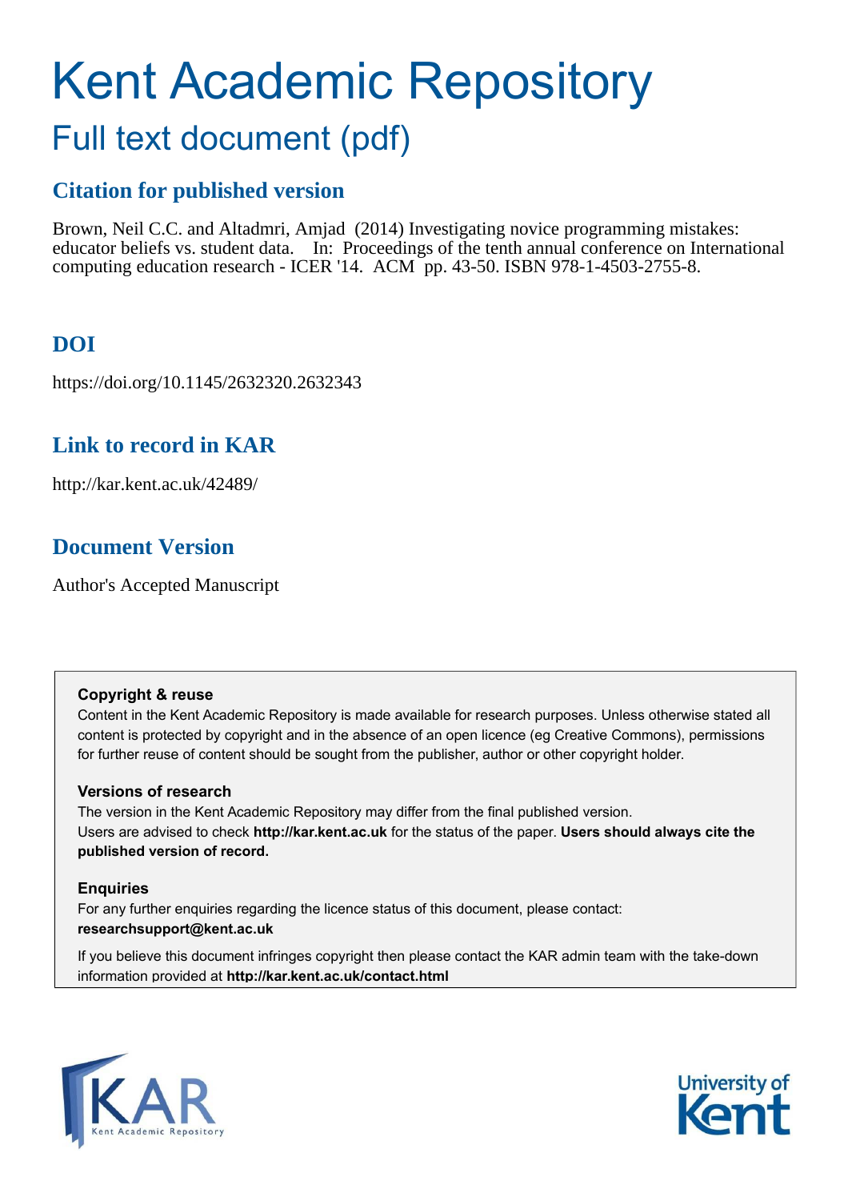# Kent Academic Repository

## Full text document (pdf)

### Citation for published version

Brown, Neil C.C. and Altadmri, Amjad (2014) Investigating novice programming mistakes: educator beliefs vs. student data. In: Proceedings of the tenth annual conference on International computing education research - ICER '14. ACM pp. 43-50. ISBN 978-1-4503-2755-8.

### DOI

https://doi.org/10.1145/2632320.2632343

### Link to record in KAR

http://kar.kent.ac.uk/42489/

### Document Version

Author's Accepted Manuscript

**Copyright & reuse**

Content in the Kent Academic Repository is made available for research purposes. Unless otherwise stated all content is protected by copyright and in the absence of an open licence (eg Creative Commons), permissions for further reuse of content should be sought from the publisher, author or other copyright holder.

**Versions of research**

The version in the Kent Academic Repository may differ from the final published version. Users are advised to check **http://kar.kent.ac.uk** for the status of the paper. **Users should always cite the published version of record.**

**Enquiries**

For any further enquiries regarding the licence status of this document, please contact: **researchsupport@kent.ac.uk**

If you believe this document infringes copyright then please contact the KAR admin team with the take-down information provided at **http://kar.kent.ac.uk/contact.html**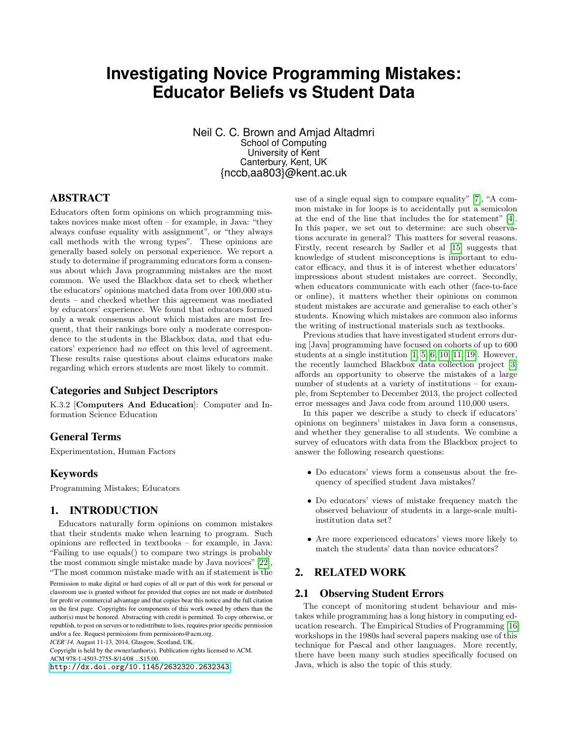# Investigating Novice Programming Mistakes: Educator Beliefs vs Student Data

Neil C. C. Brown and Amjad Altadmri
School of Computing
University of Kent
Canterbury, Kent, UK
{nccb,aa803}@kent.ac.uk

## ABSTRACT

Educators often form opinions on which programming mistakes novices make most often – for example, in Java: "they always confuse equality with assignment", or "they always call methods with the wrong types". These opinions are generally based solely on personal experience. We report a study to determine if programming educators form a consensus about which Java programming mistakes are the most common. We used the Blackbox data set to check whether the educators' opinions matched data from over 100,000 students – and checked whether this agreement was mediated by educators' experience. We found that educators formed only a weak consensus about which mistakes are most frequent, that their rankings bore only a moderate correspondence to the students in the Blackbox data, and that educators' experience had *no* effect on this level of agreement. These results raise questions about claims educators make regarding which errors students are most likely to commit.

## Categories and Subject Descriptors

K.3.2 [**Computers And Education**]: Computer and Information Science Education

## General Terms

Experimentation, Human Factors

## Keywords

Programming Mistakes; Educators

## 1. INTRODUCTION

Educators naturally form opinions on common mistakes that their students make when learning to program. Such opinions are reflected in textbooks – for example, in Java: "Failing to use equals() to compare two strings is probably the most common single mistake made by Java novices" [22], "The most common mistake made with an if statement is the use of a single equal sign to compare equality" [7], "A common mistake in for loops is to accidentally put a semicolon at the end of the line that includes the for statement" [4]. In this paper, we set out to determine: are such observations accurate in general? This matters for several reasons. Firstly, recent research by Sadler et al [15] suggests that knowledge of student misconceptions is important to educator efficacy, and thus it is of interest whether educators' impressions about student mistakes are correct. Secondly, when educators communicate with each other (face-to-face or online), it matters whether their opinions on common student mistakes are accurate and generalise to each other's students. Knowing which mistakes are common also informs the writing of instructional materials such as textbooks.

Previous studies that have investigated student errors during [Java] programming have focused on cohorts of up to 600 students at a single institution [1, 5, 6, 10, 11, 19]. However, the recently launched Blackbox data collection project [3] affords an opportunity to observe the mistakes of a large number of students at a variety of institutions – for example, from September to December 2013, the project collected error messages and Java code from around 110,000 users.

In this paper we describe a study to check if educators' opinions on beginners' mistakes in Java form a consensus, and whether they generalise to all students. We combine a survey of educators with data from the Blackbox project to answer the following research questions:

- Do educators' views form a consensus about the frequency of specified student Java mistakes?
- Do educators' views of mistake frequency match the observed behaviour of students in a large-scale multi-institution data set?
- Are more experienced educators' views more likely to match the students' data than novice educators?

Permission to make digital or hard copies of all or part of this work for personal or classroom use is granted without fee provided that copies are not made or distributed for profit or commercial advantage and that copies bear this notice and the full citation on the first page. Copyrights for components of this work owned by others than the author(s) must be honored. Abstracting with credit is permitted. To copy otherwise, or republish, to post on servers or to redistribute to lists, requires prior specific permission and/or a fee. Request permissions from permissions@acm.org.
*ICER'14,* August 11-13, 2014, Glasgow, Scotland, UK.
Copyright is held by the owner/author(s). Publication rights licensed to ACM.
ACM 978-1-4503-2755-8/14/08 ...$15.00.
http://dx.doi.org/10.1145/2632320.2632343

## 2. RELATED WORK

### 2.1 Observing Student Errors

The concept of monitoring student behaviour and mistakes while programming has a long history in computing education research. The Empirical Studies of Programming [16] workshops in the 1980s had several papers making use of this technique for Pascal and other languages. More recently, there have been many such studies specifically focused on Java, which is also the topic of this study.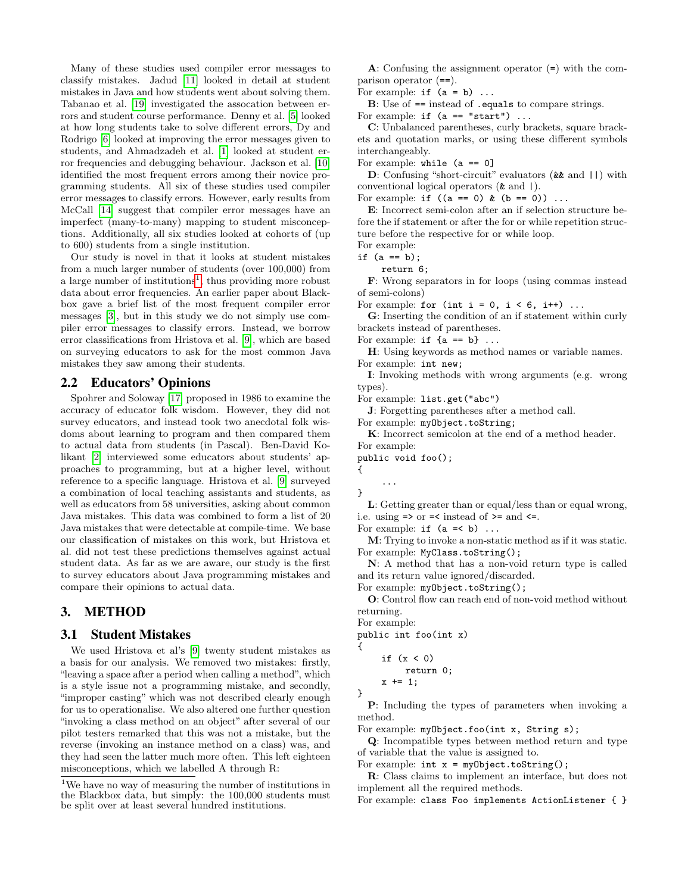Many of these studies used compiler error messages to classify mistakes. Jadud [11] looked in detail at student mistakes in Java and how students went about solving them. Tabanao et al. [19] investigated the assocation between errors and student course performance. Denny et al. [5] looked at how long students take to solve different errors, Dy and Rodrigo [6] looked at improving the error messages given to students, and Ahmadzadeh et al. [1] looked at student error frequencies and debugging behaviour. Jackson et al. [10] identified the most frequent errors among their novice programming students. All six of these studies used compiler error messages to classify errors. However, early results from McCall [14] suggest that compiler error messages have an imperfect (many-to-many) mapping to student misconceptions. Additionally, all six studies looked at cohorts of (up to 600) students from a single institution.

Our study is novel in that it looks at student mistakes from a much larger number of students (over 100,000) from a large number of institutions[1], thus providing more robust data about error frequencies. An earlier paper about Blackbox gave a brief list of the most frequent compiler error messages [3], but in this study we do not simply use compiler error messages to classify errors. Instead, we borrow error classifications from Hristova et al. [9], which are based on surveying educators to ask for the most common Java mistakes they saw among their students.

## 2.2 Educators' Opinions

Spohrer and Soloway [17] proposed in 1986 to examine the accuracy of educator folk wisdom. However, they did not survey educators, and instead took two anecdotal folk wisdoms about learning to program and then compared them to actual data from students (in Pascal). Ben-David Kolikant [2] interviewed some educators about students' approaches to programming, but at a higher level, without reference to a specific language. Hristova et al. [9] surveyed a combination of local teaching assistants and students, as well as educators from 58 universities, asking about common Java mistakes. This data was combined to form a list of 20 Java mistakes that were detectable at compile-time. We base our classification of mistakes on this work, but Hristova et al. did not test these predictions themselves against actual student data. As far as we are aware, our study is the first to survey educators about Java programming mistakes and compare their opinions to actual data.

# 3. METHOD

## 3.1 Student Mistakes

We used Hristova et al's [9] twenty student mistakes as a basis for our analysis. We removed two mistakes: firstly, "leaving a space after a period when calling a method", which is a style issue not a programming mistake, and secondly, "improper casting" which was not described clearly enough for us to operationalise. We also altered one further question "invoking a class method on an object" after several of our pilot testers remarked that this was not a mistake, but the reverse (invoking an instance method on a class) was, and they had seen the latter much more often. This left eighteen misconceptions, which we labelled A through R:

[1]We have no way of measuring the number of institutions in the Blackbox data, but simply: the 100,000 students must be split over at least several hundred institutions.

**A**: Confusing the assignment operator (`=`) with the comparison operator (`==`).
For example: `if (a = b) ...`

**B**: Use of `==` instead of `.equals` to compare strings.
For example: `if (a == "start") ...`

**C**: Unbalanced parentheses, curly brackets, square brackets and quotation marks, or using these different symbols interchangeably.
For example: `while (a == 0]`

**D**: Confusing "short-circuit" evaluators (`&&` and `||`) with conventional logical operators (`&` and `|`).
For example: `if ((a == 0) & (b == 0)) ...`

**E**: Incorrect semi-colon after an if selection structure before the if statement or after the for or while repetition structure before the respective for or while loop.
For example:

```
if (a == b);
    return 6;
```

**F**: Wrong separators in for loops (using commas instead of semi-colons)
For example: `for (int i = 0, i < 6, i++) ...`

**G**: Inserting the condition of an if statement within curly brackets instead of parentheses.
For example: `if {a == b} ...`

**H**: Using keywords as method names or variable names.
For example: `int new;`

**I**: Invoking methods with wrong arguments (e.g. wrong types).
For example: `list.get("abc")`

**J**: Forgetting parentheses after a method call.
For example: `myObject.toString;`

**K**: Incorrect semicolon at the end of a method header.
For example:

```
public void foo();
{
    ...
}
```

**L**: Getting greater than or equal/less than or equal wrong, i.e. using `=>` or `=<` instead of `>=` and `<=`.
For example: `if (a =< b) ...`

**M**: Trying to invoke a non-static method as if it was static.
For example: `MyClass.toString();`

**N**: A method that has a non-void return type is called and its return value ignored/discarded.
For example: `myObject.toString();`

**O**: Control flow can reach end of non-void method without returning.
For example:

```
public int foo(int x)
{
    if (x < 0)
        return 0;
    x += 1;
}
```

**P**: Including the types of parameters when invoking a method.
For example: `myObject.foo(int x, String s);`

**Q**: Incompatible types between method return and type of variable that the value is assigned to.
For example: `int x = myObject.toString();`

**R**: Class claims to implement an interface, but does not implement all the required methods.
For example: `class Foo implements ActionListener { }`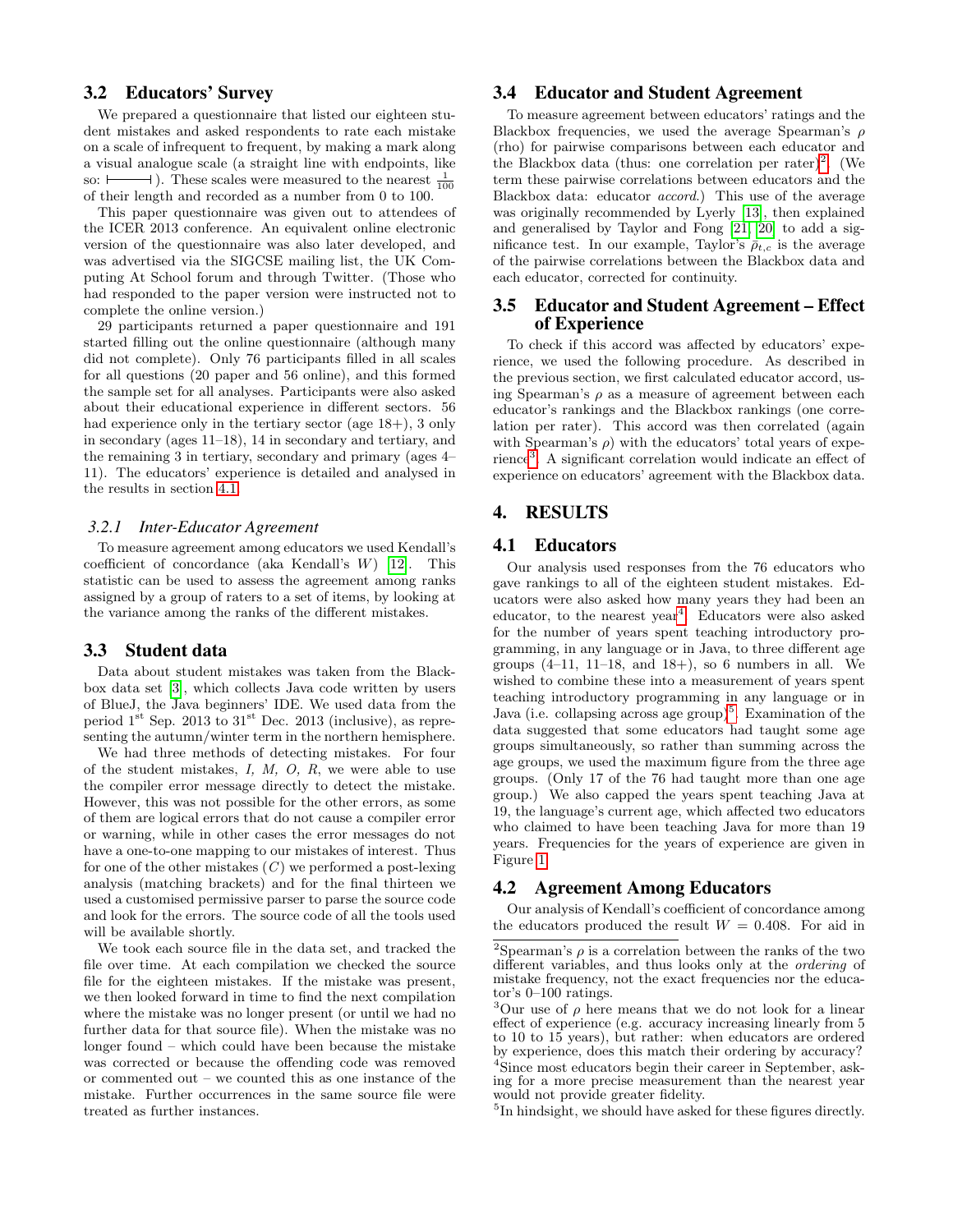## 3.2 Educators' Survey

We prepared a questionnaire that listed our eighteen student mistakes and asked respondents to rate each mistake on a scale of infrequent to frequent, by making a mark along a visual analogue scale (a straight line with endpoints, like so: ⊢——⊣). These scales were measured to the nearest $\frac{1}{100}$ of their length and recorded as a number from 0 to 100.

This paper questionnaire was given out to attendees of the ICER 2013 conference. An equivalent online electronic version of the questionnaire was also later developed, and was advertised via the SIGCSE mailing list, the UK Computing At School forum and through Twitter. (Those who had responded to the paper version were instructed not to complete the online version.)

29 participants returned a paper questionnaire and 191 started filling out the online questionnaire (although many did not complete). Only 76 participants filled in all scales for all questions (20 paper and 56 online), and this formed the sample set for all analyses. Participants were also asked about their educational experience in different sectors. 56 had experience only in the tertiary sector (age 18+), 3 only in secondary (ages 11–18), 14 in secondary and tertiary, and the remaining 3 in tertiary, secondary and primary (ages 4–11). The educators' experience is detailed and analysed in the results in section 4.1.

### 3.2.1 Inter-Educator Agreement

To measure agreement among educators we used Kendall's coefficient of concordance (aka Kendall's $W$) [12]. This statistic can be used to assess the agreement among ranks assigned by a group of raters to a set of items, by looking at the variance among the ranks of the different mistakes.

## 3.3 Student data

Data about student mistakes was taken from the Blackbox data set [3], which collects Java code written by users of BlueJ, the Java beginners' IDE. We used data from the period 1st Sep. 2013 to 31st Dec. 2013 (inclusive), as representing the autumn/winter term in the northern hemisphere.

We had three methods of detecting mistakes. For four of the student mistakes, *I, M, O, R*, we were able to use the compiler error message directly to detect the mistake. However, this was not possible for the other errors, as some of them are logical errors that do not cause a compiler error or warning, while in other cases the error messages do not have a one-to-one mapping to our mistakes of interest. Thus for one of the other mistakes (*C*) we performed a post-lexing analysis (matching brackets) and for the final thirteen we used a customised permissive parser to parse the source code and look for the errors. The source code of all the tools used will be available shortly.

We took each source file in the data set, and tracked the file over time. At each compilation we checked the source file for the eighteen mistakes. If the mistake was present, we then looked forward in time to find the next compilation where the mistake was no longer present (or until we had no further data for that source file). When the mistake was no longer found – which could have been because the mistake was corrected or because the offending code was removed or commented out – we counted this as one instance of the mistake. Further occurrences in the same source file were treated as further instances.

## 3.4 Educator and Student Agreement

To measure agreement between educators' ratings and the Blackbox frequencies, we used the average Spearman's $\rho$ (rho) for pairwise comparisons between each educator and the Blackbox data (thus: one correlation per rater)[2]. (We term these pairwise correlations between educators and the Blackbox data: educator *accord*.) This use of the average was originally recommended by Lyerly [13], then explained and generalised by Taylor and Fong [21, 20] to add a significance test. In our example, Taylor's $\bar{\rho}_{t,c}$ is the average of the pairwise correlations between the Blackbox data and each educator, corrected for continuity.

## 3.5 Educator and Student Agreement – Effect of Experience

To check if this accord was affected by educators' experience, we used the following procedure. As described in the previous section, we first calculated educator accord, using Spearman's $\rho$ as a measure of agreement between each educator's rankings and the Blackbox rankings (one correlation per rater). This accord was then correlated (again with Spearman's $\rho$) with the educators' total years of experience[3]. A significant correlation would indicate an effect of experience on educators' agreement with the Blackbox data.

# 4. RESULTS

## 4.1 Educators

Our analysis used responses from the 76 educators who gave rankings to all of the eighteen student mistakes. Educators were also asked how many years they had been an educator, to the nearest year[4]. Educators were also asked for the number of years spent teaching introductory programming, in any language or in Java, to three different age groups (4–11, 11–18, and 18+), so 6 numbers in all. We wished to combine these into a measurement of years spent teaching introductory programming in any language or in Java (i.e. collapsing across age group)[5]. Examination of the data suggested that some educators had taught some age groups simultaneously, so rather than summing across the age groups, we used the maximum figure from the three age groups. (Only 17 of the 76 had taught more than one age group.) We also capped the years spent teaching Java at 19, the language's current age, which affected two educators who claimed to have been teaching Java for more than 19 years. Frequencies for the years of experience are given in Figure 1.

## 4.2 Agreement Among Educators

Our analysis of Kendall's coefficient of concordance among the educators produced the result $W = 0.408$. For aid in

---

[2] Spearman's $\rho$ is a correlation between the ranks of the two different variables, and thus looks only at the *ordering* of mistake frequency, not the exact frequencies nor the educator's 0–100 ratings.

[3] Our use of $\rho$ here means that we do not look for a linear effect of experience (e.g. accuracy increasing linearly from 5 to 10 to 15 years), but rather: when educators are ordered by experience, does this match their ordering by accuracy?

[4] Since most educators begin their career in September, asking for a more precise measurement than the nearest year would not provide greater fidelity.

[5] In hindsight, we should have asked for these figures directly.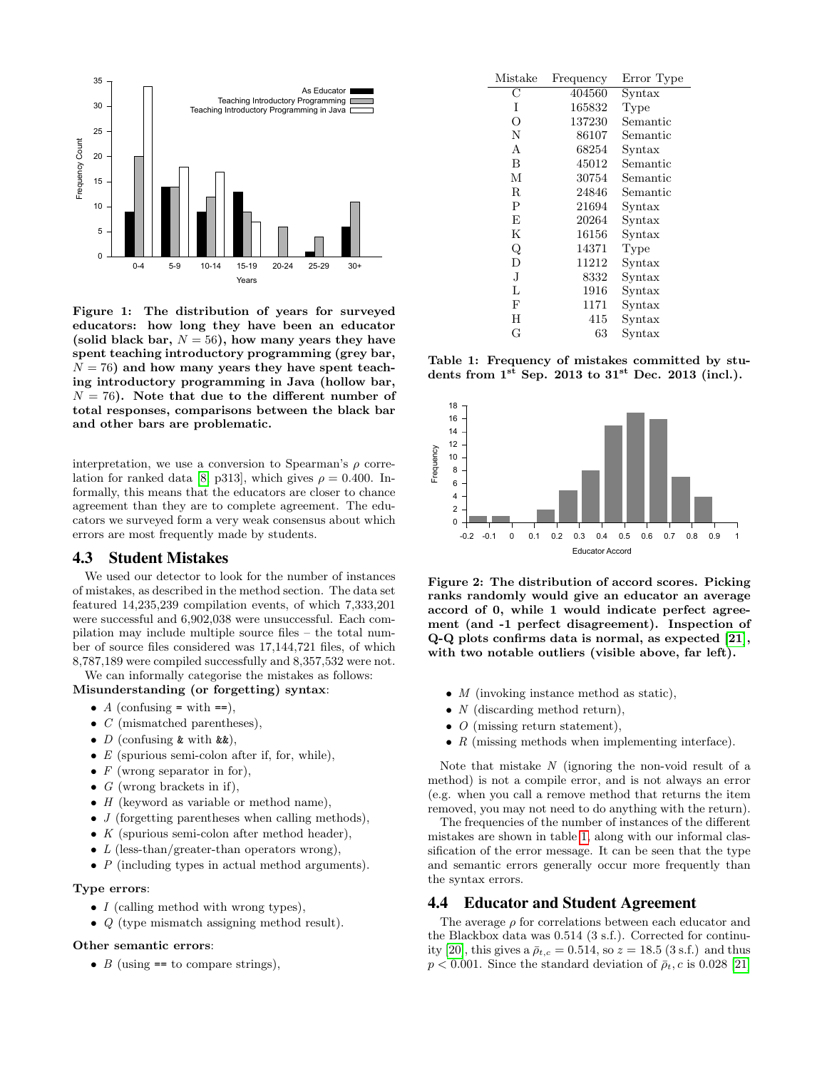**Figure 1: The distribution of years for surveyed educators: how long they have been an educator (solid black bar, $N = 56$), how many years they have spent teaching introductory programming (grey bar, $N = 76$) and how many years they have spent teaching introductory programming in Java (hollow bar, $N = 76$). Note that due to the different number of total responses, comparisons between the black bar and other bars are problematic.**

interpretation, we use a conversion to Spearman's $\rho$ correlation for ranked data [8, p313], which gives $\rho = 0.400$. Informally, this means that the educators are closer to chance agreement than they are to complete agreement. The educators we surveyed form a very weak consensus about which errors are most frequently made by students.

## 4.3 Student Mistakes

We used our detector to look for the number of instances of mistakes, as described in the method section. The data set featured 14,235,239 compilation events, of which 7,333,201 were successful and 6,902,038 were unsuccessful. Each compilation may include multiple source files – the total number of source files considered was 17,144,721 files, of which 8,787,189 were compiled successfully and 8,357,532 were not.

We can informally categorise the mistakes as follows:

**Misunderstanding (or forgetting) syntax**:

- $A$ (confusing `=` with `==`),
- $C$ (mismatched parentheses),
- $D$ (confusing `&` with `&&`),
- $E$ (spurious semi-colon after if, for, while),
- $F$ (wrong separator in for),
- $G$ (wrong brackets in if),
- $H$ (keyword as variable or method name),
- $J$ (forgetting parentheses when calling methods),
- $K$ (spurious semi-colon after method header),
- $L$ (less-than/greater-than operators wrong),
- $P$ (including types in actual method arguments).

**Type errors**:

- $I$ (calling method with wrong types),
- $Q$ (type mismatch assigning method result).

**Other semantic errors**:

- $B$ (using `==` to compare strings),
- $M$ (invoking instance method as static),
- $N$ (discarding method return),
- $O$ (missing return statement),
- $R$ (missing methods when implementing interface).

Note that mistake $N$ (ignoring the non-void result of a method) is not a compile error, and is not always an error (e.g. when you call a remove method that returns the item removed, you may not need to do anything with the return).

The frequencies of the number of instances of the different mistakes are shown in table 1, along with our informal classification of the error message. It can be seen that the type and semantic errors generally occur more frequently than the syntax errors.

| Mistake | Frequency | Error Type |
|---|---|---|
| C | 404560 | Syntax |
| I | 165832 | Type |
| O | 137230 | Semantic |
| N | 86107 | Semantic |
| A | 68254 | Syntax |
| B | 45012 | Semantic |
| M | 30754 | Semantic |
| R | 24846 | Semantic |
| P | 21694 | Syntax |
| E | 20264 | Syntax |
| K | 16156 | Syntax |
| Q | 14371 | Type |
| D | 11212 | Syntax |
| J | 8332 | Syntax |
| L | 1916 | Syntax |
| F | 1171 | Syntax |
| H | 415 | Syntax |
| G | 63 | Syntax |

**Table 1: Frequency of mistakes committed by students from 1st Sep. 2013 to 31st Dec. 2013 (incl.).**

**Figure 2: The distribution of accord scores. Picking ranks randomly would give an educator an average accord of 0, while 1 would indicate perfect agreement (and -1 perfect disagreement). Inspection of Q-Q plots confirms data is normal, as expected [21], with two notable outliers (visible above, far left).**

## 4.4 Educator and Student Agreement

The average $\rho$ for correlations between each educator and the Blackbox data was 0.514 (3 s.f.). Corrected for continuity [20], this gives a $\bar{\rho}_{t,c} = 0.514$, so $z = 18.5$ (3 s.f.) and thus $p < 0.001$. Since the standard deviation of $\bar{\rho}_t, c$ is 0.028 [21]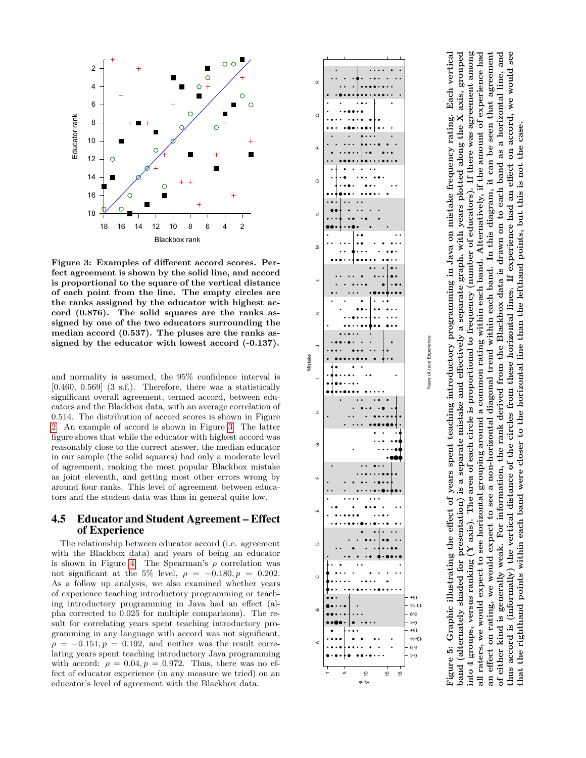**Figure 3: Examples of different accord scores. Perfect agreement is shown by the solid line, and accord is proportional to the square of the vertical distance of each point from the line. The empty circles are the ranks assigned by the educator with highest accord (0.876). The solid squares are the ranks assigned by one of the two educators surrounding the median accord (0.537). The pluses are the ranks assigned by the educator with lowest accord (-0.137).**

and normality is assumed, the 95% confidence interval is [0.460, 0.569] (3 s.f.). Therefore, there was a statistically significant overall agreement, termed accord, between educators and the Blackbox data, with an average correlation of 0.514. The distribution of accord scores is shown in Figure 2. An example of accord is shown in Figure 3. The latter figure shows that while the educator with highest accord was reasonably close to the correct answer, the median educator in our sample (the solid squares) had only a moderate level of agreement, ranking the most popular Blackbox mistake as joint eleventh, and getting most other errors wrong by around four ranks. This level of agreement between educators and the student data was thus in general quite low.

## 4.5 Educator and Student Agreement – Effect of Experience

The relationship between educator accord (i.e. agreement with the Blackbox data) and years of being an educator is shown in Figure 4. The Spearman's $\rho$ correlation was not significant at the 5% level, $\rho = -0.180, p = 0.202$. As a follow up analysis, we also examined whether years of experience teaching introductory programming or teaching introductory programming in Java had an effect (alpha corrected to 0.025 for multiple comparisons). The result for correlating years spent teaching introductory programming in any language with accord was not significant, $\rho = -0.151, p = 0.192$, and neither was the result correlating years spent teaching introductory Java programming with accord: $\rho = 0.04, p = 0.972$. Thus, there was no effect of educator experience (in any measure we tried) on an educator's level of agreement with the Blackbox data.

**Figure 5: Graphic illustrating the effect of years spent teaching introductory programming in Java on mistake frequency rating. Each vertical band (alternately shaded for presentation) is a separate mistake and effectively a separate graph, with years plotted along the X axis, grouped into 4 groups, versus ranking (Y axis). The area of each circle is proportional to frequency (number of educators). If there was agreement among all raters, we would expect to see horizontal grouping around a common rating within each band. Alternatively, if the amount of experience had an effect on rating, we would expect to see a non-horizontal diagonal trend within each band. In this diagram, it can be seen that agreement of either kind is generally weak. For information, the rank derived from the Blackbox data is drawn on to each band as a horizontal line, and thus accord is (informally) the vertical distance of the circles from these horizontal lines. If experience had an effect on accord, we would see that the righthand points within each band were closer to the horizontal line than the lefthand points, but this is not the case.**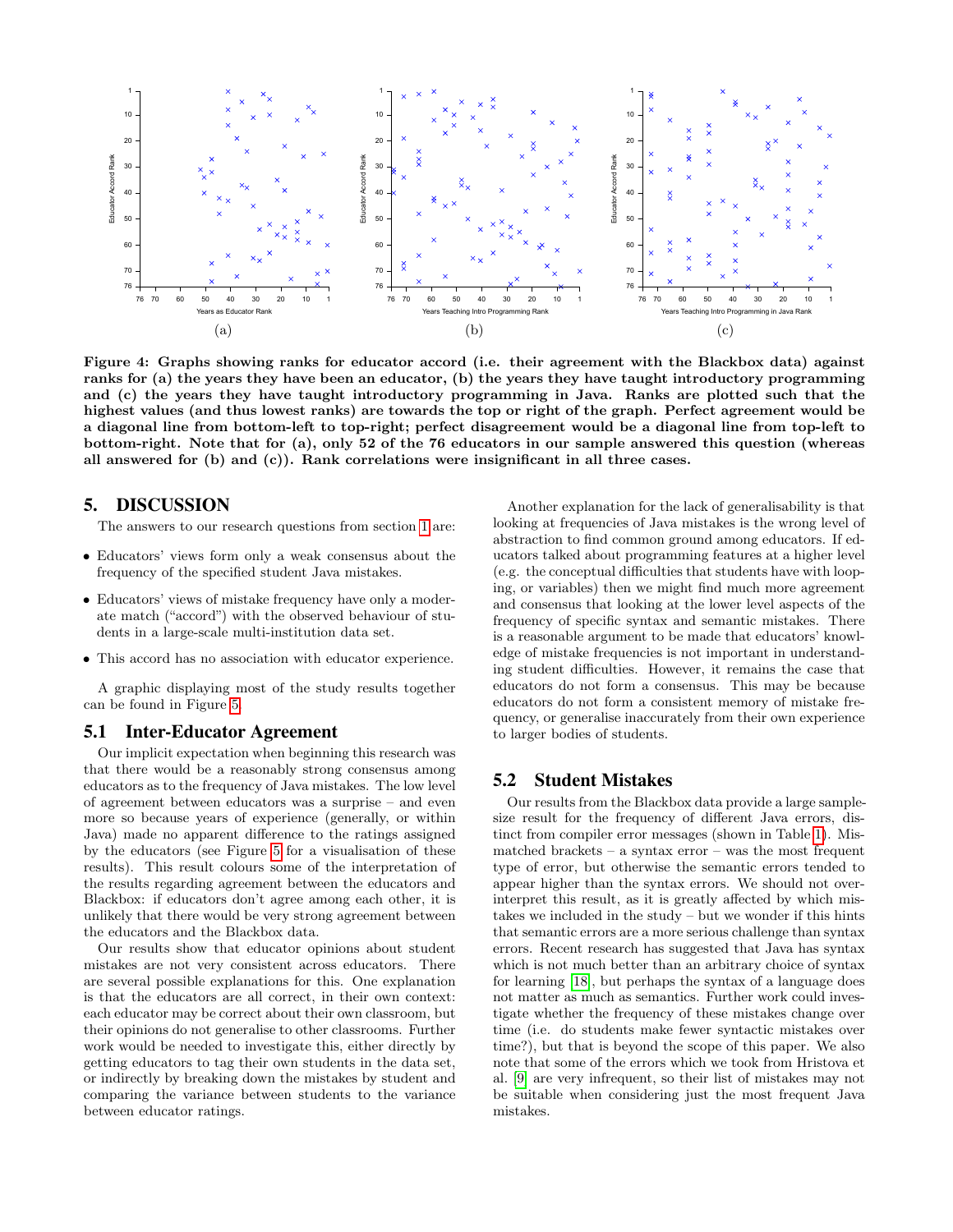Figure 4: Graphs showing ranks for educator accord (i.e. their agreement with the Blackbox data) against ranks for (a) the years they have been an educator, (b) the years they have taught introductory programming and (c) the years they have taught introductory programming in Java. Ranks are plotted such that the highest values (and thus lowest ranks) are towards the top or right of the graph. Perfect agreement would be a diagonal line from bottom-left to top-right; perfect disagreement would be a diagonal line from top-left to bottom-right. Note that for (a), only 52 of the 76 educators in our sample answered this question (whereas all answered for (b) and (c)). Rank correlations were insignificant in all three cases.

## 5. DISCUSSION

The answers to our research questions from section 1 are:

- Educators' views form only a weak consensus about the frequency of the specified student Java mistakes.
- Educators' views of mistake frequency have only a moderate match ("accord") with the observed behaviour of students in a large-scale multi-institution data set.
- This accord has no association with educator experience.

A graphic displaying most of the study results together can be found in Figure 5.

### 5.1 Inter-Educator Agreement

Our implicit expectation when beginning this research was that there would be a reasonably strong consensus among educators as to the frequency of Java mistakes. The low level of agreement between educators was a surprise – and even more so because years of experience (generally, or within Java) made no apparent difference to the ratings assigned by the educators (see Figure 5 for a visualisation of these results). This result colours some of the interpretation of the results regarding agreement between the educators and Blackbox: if educators don't agree among each other, it is unlikely that there would be very strong agreement between the educators and the Blackbox data.

Our results show that educator opinions about student mistakes are not very consistent across educators. There are several possible explanations for this. One explanation is that the educators are all correct, in their own context: each educator may be correct about their own classroom, but their opinions do not generalise to other classrooms. Further work would be needed to investigate this, either directly by getting educators to tag their own students in the data set, or indirectly by breaking down the mistakes by student and comparing the variance between students to the variance between educator ratings.

Another explanation for the lack of generalisability is that looking at frequencies of Java mistakes is the wrong level of abstraction to find common ground among educators. If educators talked about programming features at a higher level (e.g. the conceptual difficulties that students have with looping, or variables) then we might find much more agreement and consensus that looking at the lower level aspects of the frequency of specific syntax and semantic mistakes. There is a reasonable argument to be made that educators' knowledge of mistake frequencies is not important in understanding student difficulties. However, it remains the case that educators do not form a consensus. This may be because educators do not form a consistent memory of mistake frequency, or generalise inaccurately from their own experience to larger bodies of students.

### 5.2 Student Mistakes

Our results from the Blackbox data provide a large sample-size result for the frequency of different Java errors, distinct from compiler error messages (shown in Table 1). Mismatched brackets – a syntax error – was the most frequent type of error, but otherwise the semantic errors tended to appear higher than the syntax errors. We should not over-interpret this result, as it is greatly affected by which mistakes we included in the study – but we wonder if this hints that semantic errors are a more serious challenge than syntax errors. Recent research has suggested that Java has syntax which is not much better than an arbitrary choice of syntax for learning [18], but perhaps the syntax of a language does not matter as much as semantics. Further work could investigate whether the frequency of these mistakes change over time (i.e. do students make fewer syntactic mistakes over time?), but that is beyond the scope of this paper. We also note that some of the errors which we took from Hristova et al. [9] are very infrequent, so their list of mistakes may not be suitable when considering just the most frequent Java mistakes.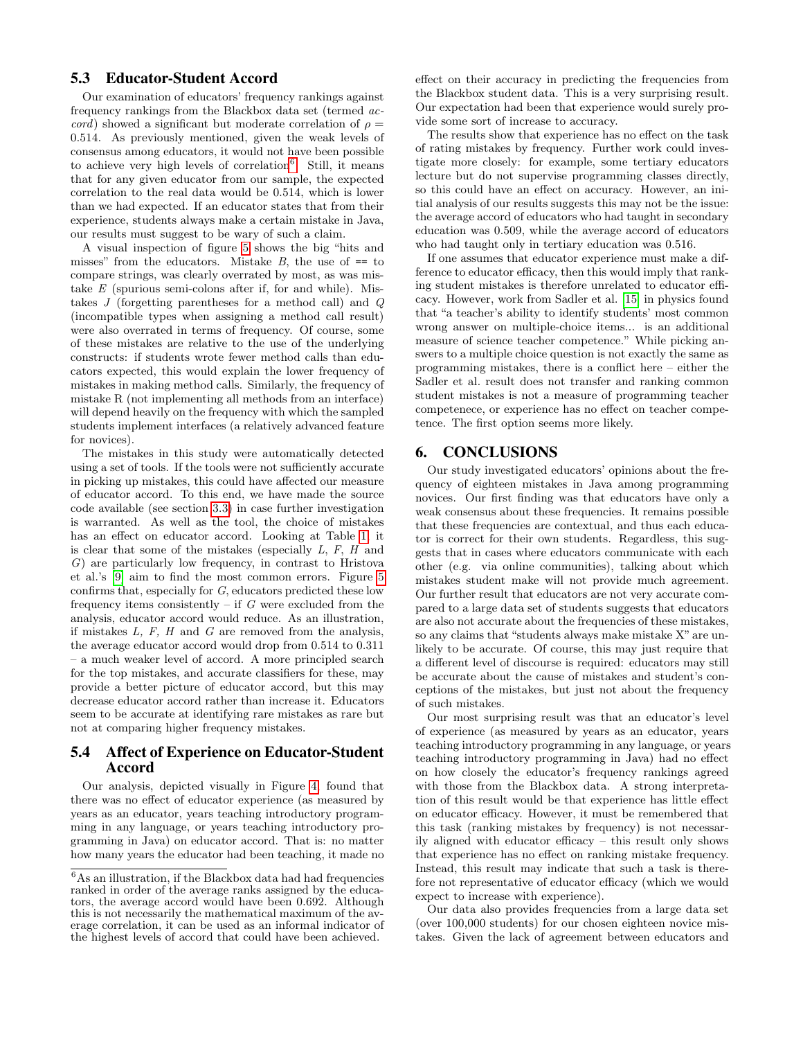## 5.3 Educator-Student Accord

Our examination of educators' frequency rankings against frequency rankings from the Blackbox data set (termed *accord*) showed a significant but moderate correlation of $\rho = 0.514$. As previously mentioned, given the weak levels of consensus among educators, it would not have been possible to achieve very high levels of correlation[6]. Still, it means that for any given educator from our sample, the expected correlation to the real data would be 0.514, which is lower than we had expected. If an educator states that from their experience, students always make a certain mistake in Java, our results must suggest to be wary of such a claim.

A visual inspection of figure 5 shows the big "hits and misses" from the educators. Mistake $B$, the use of `==` to compare strings, was clearly overrated by most, as was mistake $E$ (spurious semi-colons after if, for and while). Mistakes $J$ (forgetting parentheses for a method call) and $Q$ (incompatible types when assigning a method call result) were also overrated in terms of frequency. Of course, some of these mistakes are relative to the use of the underlying constructs: if students wrote fewer method calls than educators expected, this would explain the lower frequency of mistakes in making method calls. Similarly, the frequency of mistake R (not implementing all methods from an interface) will depend heavily on the frequency with which the sampled students implement interfaces (a relatively advanced feature for novices).

The mistakes in this study were automatically detected using a set of tools. If the tools were not sufficiently accurate in picking up mistakes, this could have affected our measure of educator accord. To this end, we have made the source code available (see section 3.3) in case further investigation is warranted. As well as the tool, the choice of mistakes has an effect on educator accord. Looking at Table 1, it is clear that some of the mistakes (especially $L$, $F$, $H$ and $G$) are particularly low frequency, in contrast to Hristova et al.'s [9] aim to find the most common errors. Figure 5 confirms that, especially for $G$, educators predicted these low frequency items consistently – if $G$ were excluded from the analysis, educator accord would reduce. As an illustration, if mistakes $L$, $F$, $H$ and $G$ are removed from the analysis, the average educator accord would drop from 0.514 to 0.311 – a much weaker level of accord. A more principled search for the top mistakes, and accurate classifiers for these, may provide a better picture of educator accord, but this may decrease educator accord rather than increase it. Educators seem to be accurate at identifying rare mistakes as rare but not at comparing higher frequency mistakes.

## 5.4 Affect of Experience on Educator-Student Accord

Our analysis, depicted visually in Figure 4, found that there was no effect of educator experience (as measured by years as an educator, years teaching introductory programming in any language, or years teaching introductory programming in Java) on educator accord. That is: no matter how many years the educator had been teaching, it made no effect on their accuracy in predicting the frequencies from the Blackbox student data. This is a very surprising result. Our expectation had been that experience would surely provide some sort of increase to accuracy.

The results show that experience has no effect on the task of rating mistakes by frequency. Further work could investigate more closely: for example, some tertiary educators lecture but do not supervise programming classes directly, so this could have an effect on accuracy. However, an initial analysis of our results suggests this may not be the issue: the average accord of educators who had taught in secondary education was 0.509, while the average accord of educators who had taught only in tertiary education was 0.516.

If one assumes that educator experience must make a difference to educator efficacy, then this would imply that ranking student mistakes is therefore unrelated to educator efficacy. However, work from Sadler et al. [15] in physics found that "a teacher's ability to identify students' most common wrong answer on multiple-choice items... is an additional measure of science teacher competence." While picking answers to a multiple choice question is not exactly the same as programming mistakes, there is a conflict here – either the Sadler et al. result does not transfer and ranking common student mistakes is not a measure of programming teacher competenece, or experience has no effect on teacher competence. The first option seems more likely.

# 6. CONCLUSIONS

Our study investigated educators' opinions about the frequency of eighteen mistakes in Java among programming novices. Our first finding was that educators have only a weak consensus about these frequencies. It remains possible that these frequencies are contextual, and thus each educator is correct for their own students. Regardless, this suggests that in cases where educators communicate with each other (e.g. via online communities), talking about which mistakes student make will not provide much agreement. Our further result that educators are not very accurate compared to a large data set of students suggests that educators are also not accurate about the frequencies of these mistakes, so any claims that "students always make mistake X" are unlikely to be accurate. Of course, this may just require that a different level of discourse is required: educators may still be accurate about the cause of mistakes and student's conceptions of the mistakes, but just not about the frequency of such mistakes.

Our most surprising result was that an educator's level of experience (as measured by years as an educator, years teaching introductory programming in any language, or years teaching introductory programming in Java) had no effect on how closely the educator's frequency rankings agreed with those from the Blackbox data. A strong interpretation of this result would be that experience has little effect on educator efficacy. However, it must be remembered that this task (ranking mistakes by frequency) is not necessarily aligned with educator efficacy – this result only shows that experience has no effect on ranking mistake frequency. Instead, this result may indicate that such a task is therefore not representative of educator efficacy (which we would expect to increase with experience).

Our data also provides frequencies from a large data set (over 100,000 students) for our chosen eighteen novice mistakes. Given the lack of agreement between educators and

[6] As an illustration, if the Blackbox data had had frequencies ranked in order of the average ranks assigned by the educators, the average accord would have been 0.692. Although this is not necessarily the mathematical maximum of the average correlation, it can be used as an informal indicator of the highest levels of accord that could have been achieved.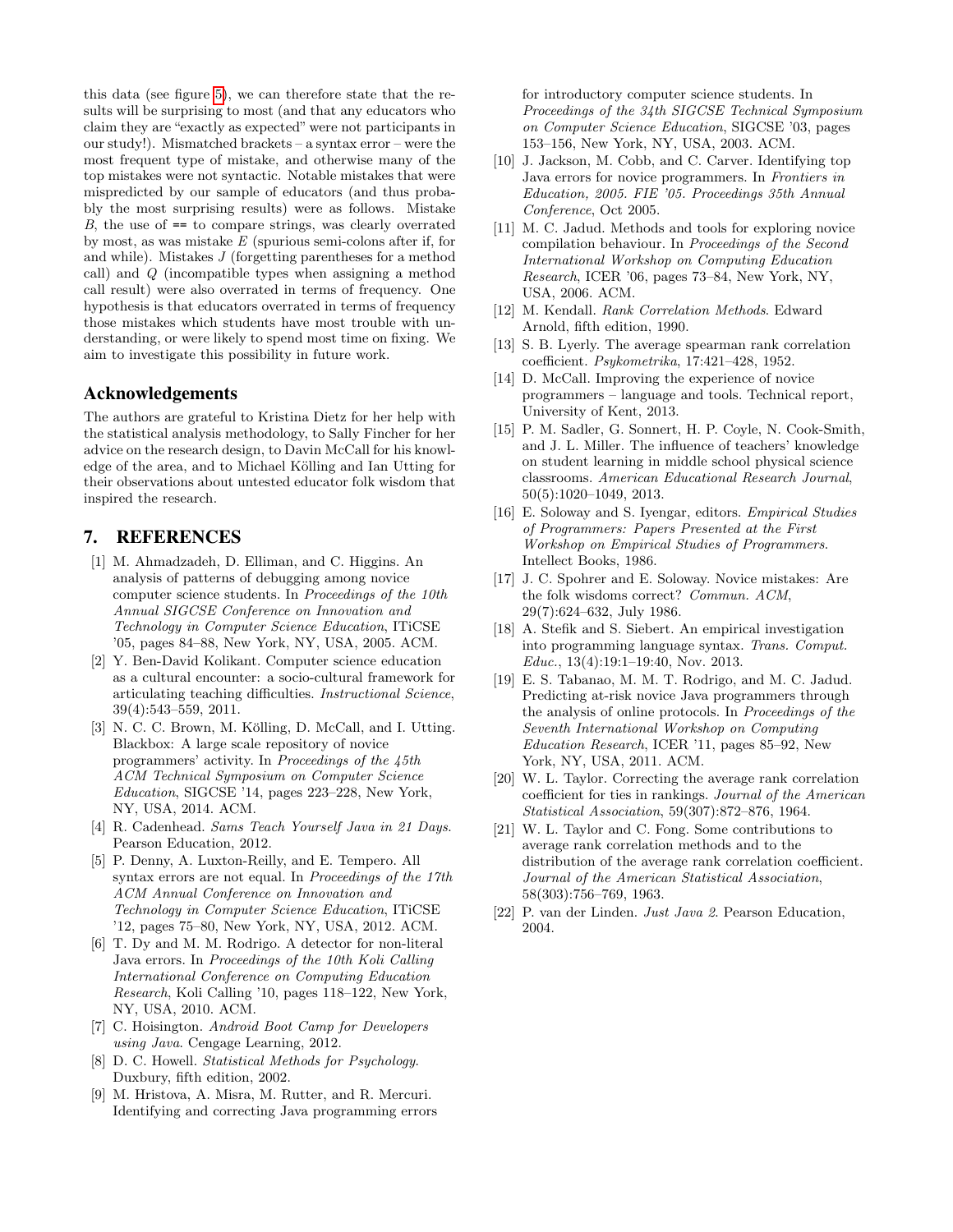this data (see figure 5), we can therefore state that the results will be surprising to most (and that any educators who claim they are "exactly as expected" were not participants in our study!). Mismatched brackets – a syntax error – were the most frequent type of mistake, and otherwise many of the top mistakes were not syntactic. Notable mistakes that were mispredicted by our sample of educators (and thus probably the most surprising results) were as follows. Mistake *B*, the use of `==` to compare strings, was clearly overrated by most, as was mistake *E* (spurious semi-colons after if, for and while). Mistakes *J* (forgetting parentheses for a method call) and *Q* (incompatible types when assigning a method call result) were also overrated in terms of frequency. One hypothesis is that educators overrated in terms of frequency those mistakes which students have most trouble with understanding, or were likely to spend most time on fixing. We aim to investigate this possibility in future work.

## Acknowledgements

The authors are grateful to Kristina Dietz for her help with the statistical analysis methodology, to Sally Fincher for her advice on the research design, to Davin McCall for his knowledge of the area, and to Michael Kölling and Ian Utting for their observations about untested educator folk wisdom that inspired the research.

## 7. REFERENCES

[1] M. Ahmadzadeh, D. Elliman, and C. Higgins. An analysis of patterns of debugging among novice computer science students. In *Proceedings of the 10th Annual SIGCSE Conference on Innovation and Technology in Computer Science Education*, ITiCSE '05, pages 84–88, New York, NY, USA, 2005. ACM.

[2] Y. Ben-David Kolikant. Computer science education as a cultural encounter: a socio-cultural framework for articulating teaching difficulties. *Instructional Science*, 39(4):543–559, 2011.

[3] N. C. C. Brown, M. Kölling, D. McCall, and I. Utting. Blackbox: A large scale repository of novice programmers' activity. In *Proceedings of the 45th ACM Technical Symposium on Computer Science Education*, SIGCSE '14, pages 223–228, New York, NY, USA, 2014. ACM.

[4] R. Cadenhead. *Sams Teach Yourself Java in 21 Days*. Pearson Education, 2012.

[5] P. Denny, A. Luxton-Reilly, and E. Tempero. All syntax errors are not equal. In *Proceedings of the 17th ACM Annual Conference on Innovation and Technology in Computer Science Education*, ITiCSE '12, pages 75–80, New York, NY, USA, 2012. ACM.

[6] T. Dy and M. M. Rodrigo. A detector for non-literal Java errors. In *Proceedings of the 10th Koli Calling International Conference on Computing Education Research*, Koli Calling '10, pages 118–122, New York, NY, USA, 2010. ACM.

[7] C. Hoisington. *Android Boot Camp for Developers using Java*. Cengage Learning, 2012.

[8] D. C. Howell. *Statistical Methods for Psychology*. Duxbury, fifth edition, 2002.

[9] M. Hristova, A. Misra, M. Rutter, and R. Mercuri. Identifying and correcting Java programming errors for introductory computer science students. In *Proceedings of the 34th SIGCSE Technical Symposium on Computer Science Education*, SIGCSE '03, pages 153–156, New York, NY, USA, 2003. ACM.

[10] J. Jackson, M. Cobb, and C. Carver. Identifying top Java errors for novice programmers. In *Frontiers in Education, 2005. FIE '05. Proceedings 35th Annual Conference*, Oct 2005.

[11] M. C. Jadud. Methods and tools for exploring novice compilation behaviour. In *Proceedings of the Second International Workshop on Computing Education Research*, ICER '06, pages 73–84, New York, NY, USA, 2006. ACM.

[12] M. Kendall. *Rank Correlation Methods*. Edward Arnold, fifth edition, 1990.

[13] S. B. Lyerly. The average spearman rank correlation coefficient. *Psykometrika*, 17:421–428, 1952.

[14] D. McCall. Improving the experience of novice programmers – language and tools. Technical report, University of Kent, 2013.

[15] P. M. Sadler, G. Sonnert, H. P. Coyle, N. Cook-Smith, and J. L. Miller. The influence of teachers' knowledge on student learning in middle school physical science classrooms. *American Educational Research Journal*, 50(5):1020–1049, 2013.

[16] E. Soloway and S. Iyengar, editors. *Empirical Studies of Programmers: Papers Presented at the First Workshop on Empirical Studies of Programmers*. Intellect Books, 1986.

[17] J. C. Spohrer and E. Soloway. Novice mistakes: Are the folk wisdoms correct? *Commun. ACM*, 29(7):624–632, July 1986.

[18] A. Stefik and S. Siebert. An empirical investigation into programming language syntax. *Trans. Comput. Educ.*, 13(4):19:1–19:40, Nov. 2013.

[19] E. S. Tabanao, M. M. T. Rodrigo, and M. C. Jadud. Predicting at-risk novice Java programmers through the analysis of online protocols. In *Proceedings of the Seventh International Workshop on Computing Education Research*, ICER '11, pages 85–92, New York, NY, USA, 2011. ACM.

[20] W. L. Taylor. Correcting the average rank correlation coefficient for ties in rankings. *Journal of the American Statistical Association*, 59(307):872–876, 1964.

[21] W. L. Taylor and C. Fong. Some contributions to average rank correlation methods and to the distribution of the average rank correlation coefficient. *Journal of the American Statistical Association*, 58(303):756–769, 1963.

[22] P. van der Linden. *Just Java 2*. Pearson Education, 2004.